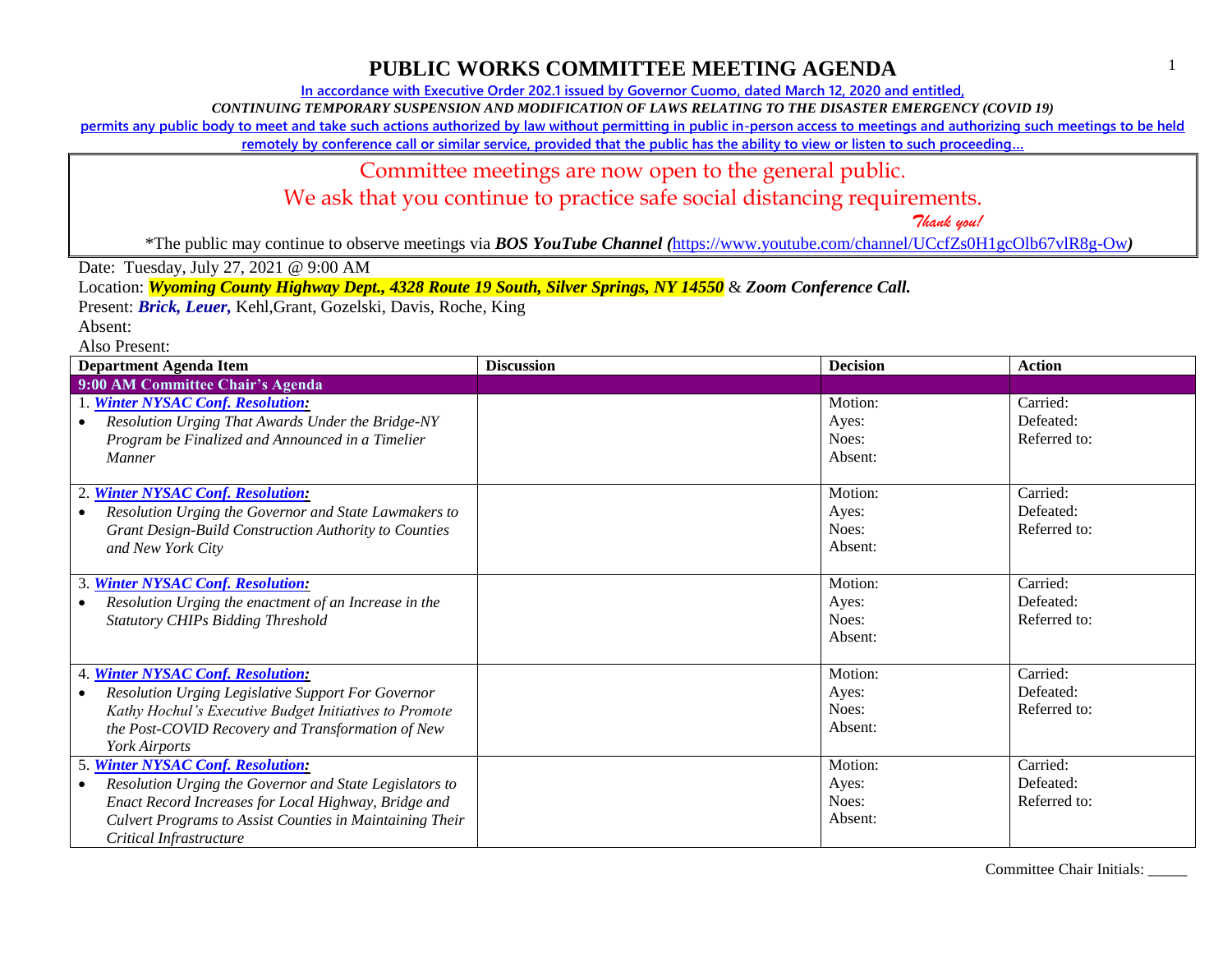# PUBLIC WORKS COMMITTEE MEETING AGENDA

**In accordance with Executive Order 202.1 issued by Governor Cuomo, dated March 12, 2020 and entitled,**

***CONTINUING TEMPORARY SUSPENSION AND MODIFICATION OF LAWS RELATING TO THE DISASTER EMERGENCY (COVID 19)***

**permits any public body to meet and take such actions authorized by law without permitting in public in-person access to meetings and authorizing such meetings to be held remotely by conference call or similar service, provided that the public has the ability to view or listen to such proceeding…**

Committee meetings are now open to the general public.

We ask that you continue to practice safe social distancing requirements.

*Thank you!*

*The public may continue to observe meetings via ***BOS YouTube Channel (**https://www.youtube.com/channel/UCcfZs0H1gcOlb67vlR8g-Ow***)***

Date: Tuesday, July 27, 2021 @ 9:00 AM

Location: ***Wyoming County Highway Dept., 4328 Route 19 South, Silver Springs, NY 14550*** & ***Zoom Conference Call.***

Present: ***Brick, Leuer,*** Kehl,Grant, Gozelski, Davis, Roche, King

Absent:

Also Present:

| Department Agenda Item | Discussion | Decision | Action |
|---|---|---|---|
| **9:00 AM Committee Chair's Agenda** | | | |
| 1. ***Winter NYSAC Conf. Resolution:*** <br>• *Resolution Urging That Awards Under the Bridge-NY Program be Finalized and Announced in a Timelier Manner* | | Motion:<br>Ayes:<br>Noes:<br>Absent: | Carried:<br>Defeated:<br>Referred to: |
| 2. ***Winter NYSAC Conf. Resolution:*** <br>• *Resolution Urging the Governor and State Lawmakers to Grant Design-Build Construction Authority to Counties and New York City* | | Motion:<br>Ayes:<br>Noes:<br>Absent: | Carried:<br>Defeated:<br>Referred to: |
| 3. ***Winter NYSAC Conf. Resolution:*** <br>• *Resolution Urging the enactment of an Increase in the Statutory CHIPs Bidding Threshold* | | Motion:<br>Ayes:<br>Noes:<br>Absent: | Carried:<br>Defeated:<br>Referred to: |
| 4. ***Winter NYSAC Conf. Resolution:*** <br>• *Resolution Urging Legislative Support For Governor Kathy Hochul's Executive Budget Initiatives to Promote the Post-COVID Recovery and Transformation of New York Airports* | | Motion:<br>Ayes:<br>Noes:<br>Absent: | Carried:<br>Defeated:<br>Referred to: |
| 5. ***Winter NYSAC Conf. Resolution:*** <br>• *Resolution Urging the Governor and State Legislators to Enact Record Increases for Local Highway, Bridge and Culvert Programs to Assist Counties in Maintaining Their Critical Infrastructure* | | Motion:<br>Ayes:<br>Noes:<br>Absent: | Carried:<br>Defeated:<br>Referred to: |

Committee Chair Initials: _____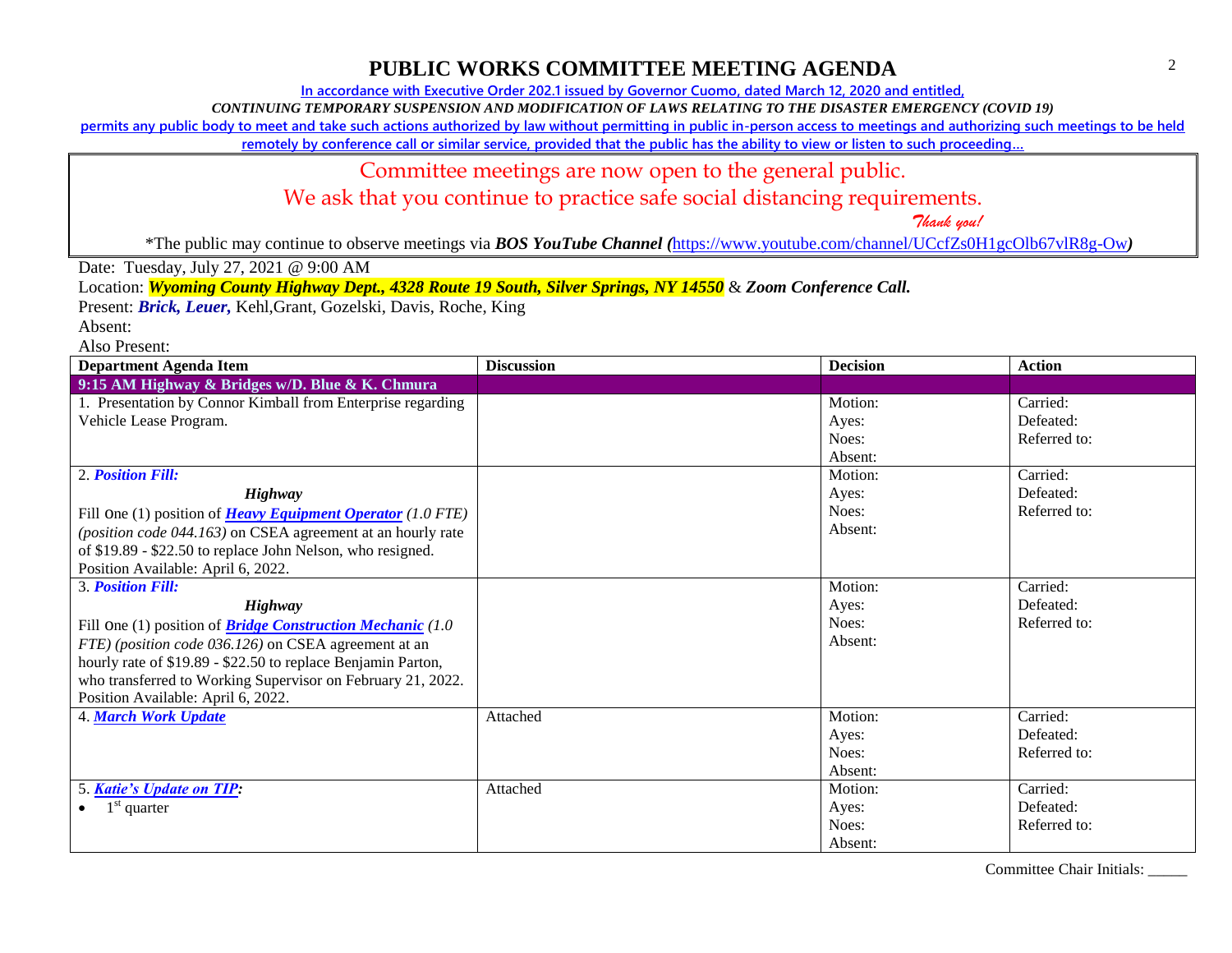# PUBLIC WORKS COMMITTEE MEETING AGENDA

In accordance with Executive Order 202.1 issued by Governor Cuomo, dated March 12, 2020 and entitled,

*CONTINUING TEMPORARY SUSPENSION AND MODIFICATION OF LAWS RELATING TO THE DISASTER EMERGENCY (COVID 19)*

permits any public body to meet and take such actions authorized by law without permitting in public in-person access to meetings and authorizing such meetings to be held remotely by conference call or similar service, provided that the public has the ability to view or listen to such proceeding…

Committee meetings are now open to the general public.

We ask that you continue to practice safe social distancing requirements.

*Thank you!*

*The public may continue to observe meetings via ***BOS YouTube Channel*** *(*https://www.youtube.com/channel/UCcfZs0H1gcOlb67vlR8g-Ow*)*

Date: Tuesday, July 27, 2021 @ 9:00 AM

Location: ***Wyoming County Highway Dept., 4328 Route 19 South, Silver Springs, NY 14550*** & ***Zoom Conference Call.***

Present: ***Brick, Leuer,*** Kehl,Grant, Gozelski, Davis, Roche, King

Absent:

Also Present:

| Department Agenda Item | Discussion | Decision | Action |
|---|---|---|---|
| **9:15 AM Highway & Bridges w/D. Blue & K. Chmura** | | | |
| 1. Presentation by Connor Kimball from Enterprise regarding Vehicle Lease Program. | | Motion:<br>Ayes:<br>Noes:<br>Absent: | Carried:<br>Defeated:<br>Referred to: |
| 2. ***Position Fill:***<br>***Highway***<br>Fill one (1) position of ***Heavy Equipment Operator*** *(1.0 FTE) (position code 044.163)* on CSEA agreement at an hourly rate of \$19.89 - \$22.50 to replace John Nelson, who resigned. Position Available: April 6, 2022. | | Motion:<br>Ayes:<br>Noes:<br>Absent: | Carried:<br>Defeated:<br>Referred to: |
| 3. ***Position Fill:***<br>***Highway***<br>Fill one (1) position of ***Bridge Construction Mechanic*** *(1.0 FTE) (position code 036.126)* on CSEA agreement at an hourly rate of \$19.89 - \$22.50 to replace Benjamin Parton, who transferred to Working Supervisor on February 21, 2022. Position Available: April 6, 2022. | | Motion:<br>Ayes:<br>Noes:<br>Absent: | Carried:<br>Defeated:<br>Referred to: |
| 4. ***March Work Update*** | Attached | Motion:<br>Ayes:<br>Noes:<br>Absent: | Carried:<br>Defeated:<br>Referred to: |
| 5. ***Katie's Update on TIP:***<br>• 1st quarter | Attached | Motion:<br>Ayes:<br>Noes:<br>Absent: | Carried:<br>Defeated:<br>Referred to: |

Committee Chair Initials: _____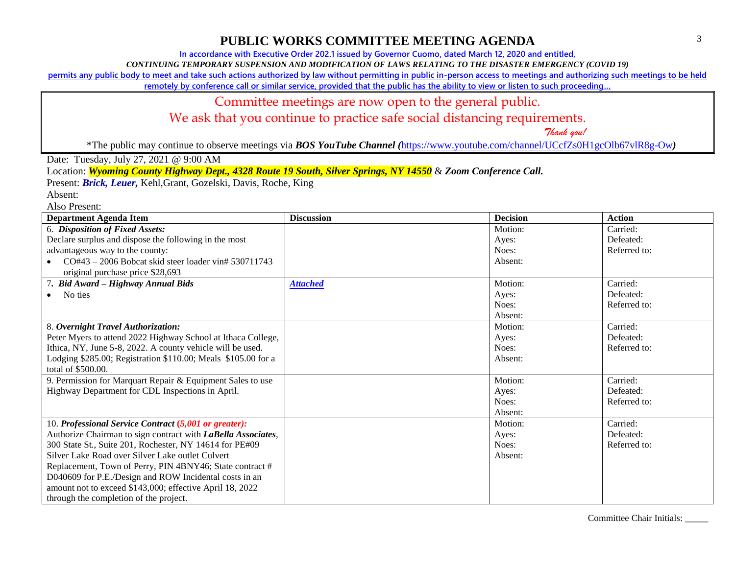# PUBLIC WORKS COMMITTEE MEETING AGENDA

In accordance with Executive Order 202.1 issued by Governor Cuomo, dated March 12, 2020 and entitled,

*CONTINUING TEMPORARY SUSPENSION AND MODIFICATION OF LAWS RELATING TO THE DISASTER EMERGENCY (COVID 19)*

permits any public body to meet and take such actions authorized by law without permitting in public in-person access to meetings and authorizing such meetings to be held remotely by conference call or similar service, provided that the public has the ability to view or listen to such proceeding…

Committee meetings are now open to the general public.

We ask that you continue to practice safe social distancing requirements.

*Thank you!*

*The public may continue to observe meetings via ***BOS YouTube Channel*** *(*https://www.youtube.com/channel/UCcfZs0H1gcOlb67vlR8g-Ow*)*

Date: Tuesday, July 27, 2021 @ 9:00 AM

Location: ***Wyoming County Highway Dept., 4328 Route 19 South, Silver Springs, NY 14550*** & ***Zoom Conference Call.***

Present: ***Brick, Leuer,*** Kehl,Grant, Gozelski, Davis, Roche, King

Absent:

Also Present:

| Department Agenda Item | Discussion | Decision | Action |
|---|---|---|---|
| 6. ***Disposition of Fixed Assets:*** Declare surplus and dispose the following in the most advantageous way to the county: <br>• CO#43 – 2006 Bobcat skid steer loader vin# 530711743 original purchase price $28,693 | | Motion:<br>Ayes:<br>Noes:<br>Absent: | Carried:<br>Defeated:<br>Referred to: |
| 7. ***Bid Award – Highway Annual Bids***<br>• No ties | ***Attached*** | Motion:<br>Ayes:<br>Noes:<br>Absent: | Carried:<br>Defeated:<br>Referred to: |
| 8. ***Overnight Travel Authorization:*** Peter Myers to attend 2022 Highway School at Ithaca College, Ithica, NY, June 5-8, 2022. A county vehicle will be used. Lodging $285.00; Registration $110.00; Meals $105.00 for a total of $500.00. | | Motion:<br>Ayes:<br>Noes:<br>Absent: | Carried:<br>Defeated:<br>Referred to: |
| 9. Permission for Marquart Repair & Equipment Sales to use Highway Department for CDL Inspections in April. | | Motion:<br>Ayes:<br>Noes:<br>Absent: | Carried:<br>Defeated:<br>Referred to: |
| 10. ***Professional Service Contract (5,001 or greater):*** Authorize Chairman to sign contract with ***LaBella Associates***, 300 State St., Suite 201, Rochester, NY 14614 for PE#09 Silver Lake Road over Silver Lake outlet Culvert Replacement, Town of Perry, PIN 4BNY46; State contract # D040609 for P.E./Design and ROW Incidental costs in an amount not to exceed $143,000; effective April 18, 2022 through the completion of the project. | | Motion:<br>Ayes:<br>Noes:<br>Absent: | Carried:<br>Defeated:<br>Referred to: |

Committee Chair Initials: _____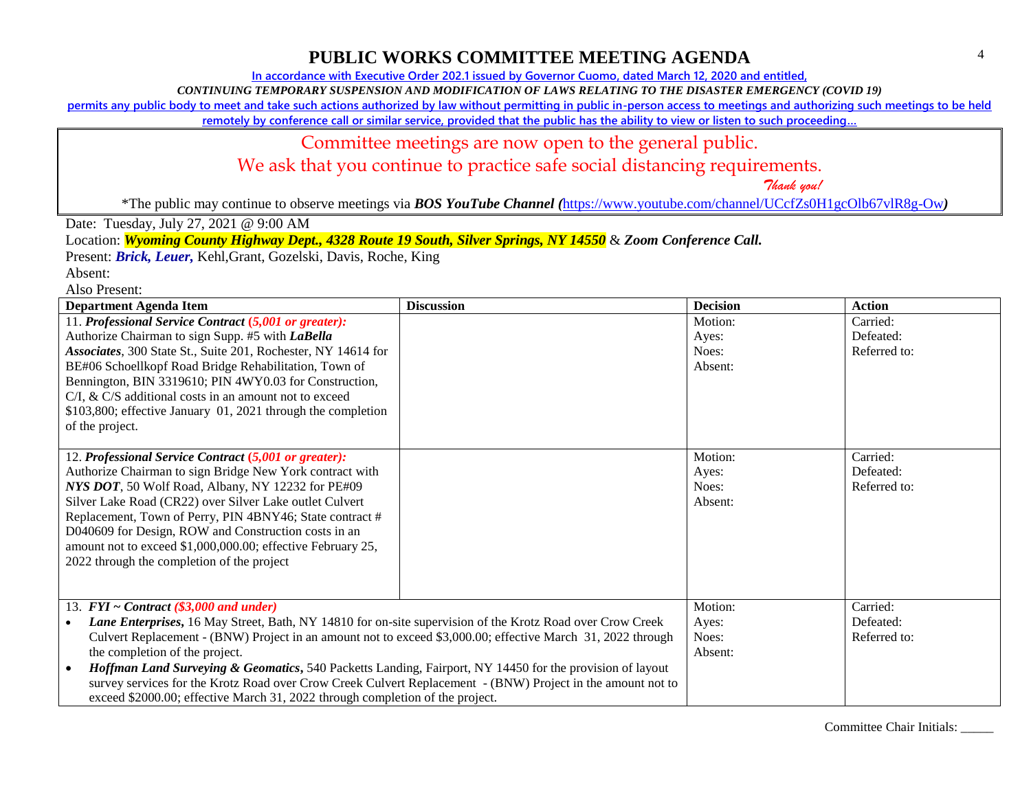# PUBLIC WORKS COMMITTEE MEETING AGENDA

**In accordance with Executive Order 202.1 issued by Governor Cuomo, dated March 12, 2020 and entitled,**

***CONTINUING TEMPORARY SUSPENSION AND MODIFICATION OF LAWS RELATING TO THE DISASTER EMERGENCY (COVID 19)***

**permits any public body to meet and take such actions authorized by law without permitting in public in-person access to meetings and authorizing such meetings to be held remotely by conference call or similar service, provided that the public has the ability to view or listen to such proceeding…**

Committee meetings are now open to the general public.

We ask that you continue to practice safe social distancing requirements.

*Thank you!*

*The public may continue to observe meetings via ***BOS YouTube Channel (***https://www.youtube.com/channel/UCcfZs0H1gcOlb67vlR8g-Ow***)***

Date: Tuesday, July 27, 2021 @ 9:00 AM

Location: ***Wyoming County Highway Dept., 4328 Route 19 South, Silver Springs, NY 14550*** & ***Zoom Conference Call.***

Present: ***Brick, Leuer,*** Kehl,Grant, Gozelski, Davis, Roche, King

Absent:

Also Present:

| Department Agenda Item | Discussion | Decision | Action |
|---|---|---|---|
| 11. ***Professional Service Contract (5,001 or greater):*** Authorize Chairman to sign Supp. #5 with ***LaBella Associates***, 300 State St., Suite 201, Rochester, NY 14614 for BE#06 Schoellkopf Road Bridge Rehabilitation, Town of Bennington, BIN 3319610; PIN 4WY0.03 for Construction, C/I, & C/S additional costs in an amount not to exceed $103,800; effective January 01, 2021 through the completion of the project. | | Motion:<br>Ayes:<br>Noes:<br>Absent: | Carried:<br>Defeated:<br>Referred to: |
| 12. ***Professional Service Contract (5,001 or greater):*** Authorize Chairman to sign Bridge New York contract with ***NYS DOT***, 50 Wolf Road, Albany, NY 12232 for PE#09 Silver Lake Road (CR22) over Silver Lake outlet Culvert Replacement, Town of Perry, PIN 4BNY46; State contract # D040609 for Design, ROW and Construction costs in an amount not to exceed $1,000,000.00; effective February 25, 2022 through the completion of the project | | Motion:<br>Ayes:<br>Noes:<br>Absent: | Carried:<br>Defeated:<br>Referred to: |
| 13. ***FYI ~ Contract ($3,000 and under)***<br>• ***Lane Enterprises,*** 16 May Street, Bath, NY 14810 for on-site supervision of the Krotz Road over Crow Creek Culvert Replacement - (BNW) Project in an amount not to exceed $3,000.00; effective March 31, 2022 through the completion of the project.<br>• ***Hoffman Land Surveying & Geomatics***, 540 Packetts Landing, Fairport, NY 14450 for the provision of layout survey services for the Krotz Road over Crow Creek Culvert Replacement - (BNW) Project in the amount not to exceed $2000.00; effective March 31, 2022 through completion of the project. | | Motion:<br>Ayes:<br>Noes:<br>Absent: | Carried:<br>Defeated:<br>Referred to: |

Committee Chair Initials: _____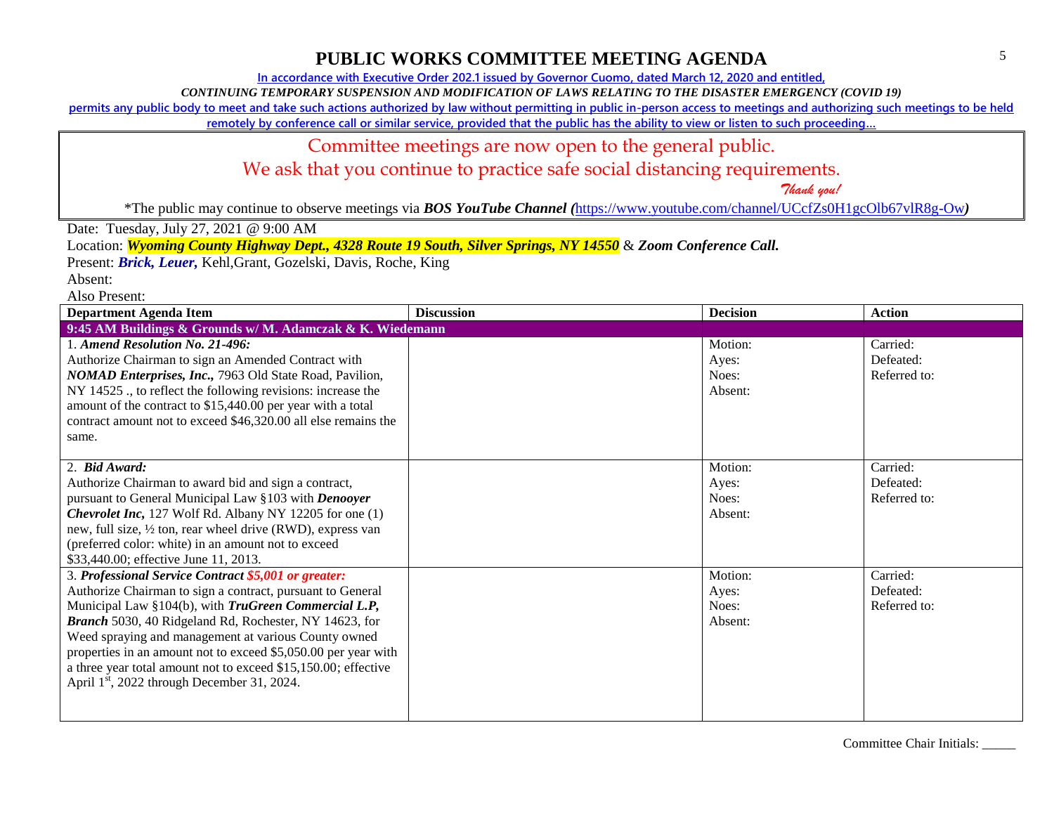# PUBLIC WORKS COMMITTEE MEETING AGENDA

In accordance with Executive Order 202.1 issued by Governor Cuomo, dated March 12, 2020 and entitled,

*CONTINUING TEMPORARY SUSPENSION AND MODIFICATION OF LAWS RELATING TO THE DISASTER EMERGENCY (COVID 19)*

permits any public body to meet and take such actions authorized by law without permitting in public in-person access to meetings and authorizing such meetings to be held remotely by conference call or similar service, provided that the public has the ability to view or listen to such proceeding…

Committee meetings are now open to the general public.

We ask that you continue to practice safe social distancing requirements.

*Thank you!*

*The public may continue to observe meetings via ***BOS YouTube Channel (***https://www.youtube.com/channel/UCcfZs0H1gcOlb67vlR8g-Ow***)***

Date: Tuesday, July 27, 2021 @ 9:00 AM

Location: ***Wyoming County Highway Dept., 4328 Route 19 South, Silver Springs, NY 14550*** & ***Zoom Conference Call.***

Present: ***Brick, Leuer,*** Kehl,Grant, Gozelski, Davis, Roche, King

Absent:

Also Present:

| Department Agenda Item | Discussion | Decision | Action |
|---|---|---|---|
| **9:45 AM Buildings & Grounds w/ M. Adamczak & K. Wiedemann** | | | |
| 1. ***Amend Resolution No. 21-496:*** Authorize Chairman to sign an Amended Contract with ***NOMAD Enterprises, Inc.,*** 7963 Old State Road, Pavilion, NY 14525 ., to reflect the following revisions: increase the amount of the contract to $15,440.00 per year with a total contract amount not to exceed $46,320.00 all else remains the same. | | Motion:<br>Ayes:<br>Noes:<br>Absent: | Carried:<br>Defeated:<br>Referred to: |
| 2. ***Bid Award:*** Authorize Chairman to award bid and sign a contract, pursuant to General Municipal Law §103 with ***Denooyer Chevrolet Inc,*** 127 Wolf Rd. Albany NY 12205 for one (1) new, full size, ½ ton, rear wheel drive (RWD), express van (preferred color: white) in an amount not to exceed $33,440.00; effective June 11, 2013. | | Motion:<br>Ayes:<br>Noes:<br>Absent: | Carried:<br>Defeated:<br>Referred to: |
| 3. ***Professional Service Contract $5,001 or greater:*** Authorize Chairman to sign a contract, pursuant to General Municipal Law §104(b), with ***TruGreen Commercial L.P, Branch*** 5030, 40 Ridgeland Rd, Rochester, NY 14623, for Weed spraying and management at various County owned properties in an amount not to exceed $5,050.00 per year with a three year total amount not to exceed $15,150.00; effective April 1st, 2022 through December 31, 2024. | | Motion:<br>Ayes:<br>Noes:<br>Absent: | Carried:<br>Defeated:<br>Referred to: |

Committee Chair Initials: _____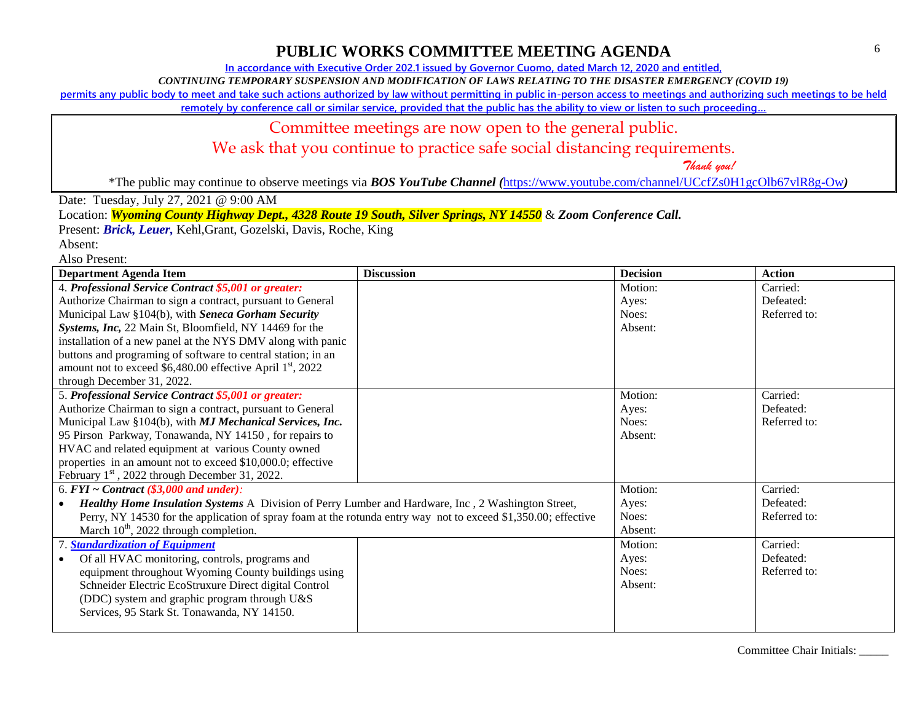# PUBLIC WORKS COMMITTEE MEETING AGENDA

**In accordance with Executive Order 202.1 issued by Governor Cuomo, dated March 12, 2020 and entitled,**

***CONTINUING TEMPORARY SUSPENSION AND MODIFICATION OF LAWS RELATING TO THE DISASTER EMERGENCY (COVID 19)***

**permits any public body to meet and take such actions authorized by law without permitting in public in-person access to meetings and authorizing such meetings to be held remotely by conference call or similar service, provided that the public has the ability to view or listen to such proceeding…**

Committee meetings are now open to the general public.

We ask that you continue to practice safe social distancing requirements.

*Thank you!*

*The public may continue to observe meetings via ***BOS YouTube Channel (***https://www.youtube.com/channel/UCcfZs0H1gcOlb67vlR8g-Ow***)***

Date: Tuesday, July 27, 2021 @ 9:00 AM

Location: ***Wyoming County Highway Dept., 4328 Route 19 South, Silver Springs, NY 14550*** & ***Zoom Conference Call.***

Present: ***Brick, Leuer,*** Kehl,Grant, Gozelski, Davis, Roche, King

Absent:

Also Present:

| Department Agenda Item | Discussion | Decision | Action |
|---|---|---|---|
| 4. ***Professional Service Contract $5,001 or greater:*** Authorize Chairman to sign a contract, pursuant to General Municipal Law §104(b), with ***Seneca Gorham Security Systems, Inc,*** 22 Main St, Bloomfield, NY 14469 for the installation of a new panel at the NYS DMV along with panic buttons and programing of software to central station; in an amount not to exceed $6,480.00 effective April 1st, 2022 through December 31, 2022. | | Motion:<br>Ayes:<br>Noes:<br>Absent: | Carried:<br>Defeated:<br>Referred to: |
| 5. ***Professional Service Contract $5,001 or greater:*** Authorize Chairman to sign a contract, pursuant to General Municipal Law §104(b), with ***MJ Mechanical Services, Inc.*** 95 Pirson Parkway, Tonawanda, NY 14150 , for repairs to HVAC and related equipment at various County owned properties in an amount not to exceed $10,000.0; effective February 1st , 2022 through December 31, 2022. | | Motion:<br>Ayes:<br>Noes:<br>Absent: | Carried:<br>Defeated:<br>Referred to: |
| 6. ***FYI ~ Contract ($3,000 and under):*** • ***Healthy Home Insulation Systems*** A Division of Perry Lumber and Hardware, Inc , 2 Washington Street, Perry, NY 14530 for the application of spray foam at the rotunda entry way not to exceed $1,350.00; effective March 10th, 2022 through completion. | | Motion:<br>Ayes:<br>Noes:<br>Absent: | Carried:<br>Defeated:<br>Referred to: |
| 7. ***Standardization of Equipment*** • Of all HVAC monitoring, controls, programs and equipment throughout Wyoming County buildings using Schneider Electric EcoStruxure Direct digital Control (DDC) system and graphic program through U&S Services, 95 Stark St. Tonawanda, NY 14150. | | Motion:<br>Ayes:<br>Noes:<br>Absent: | Carried:<br>Defeated:<br>Referred to: |

Committee Chair Initials: _____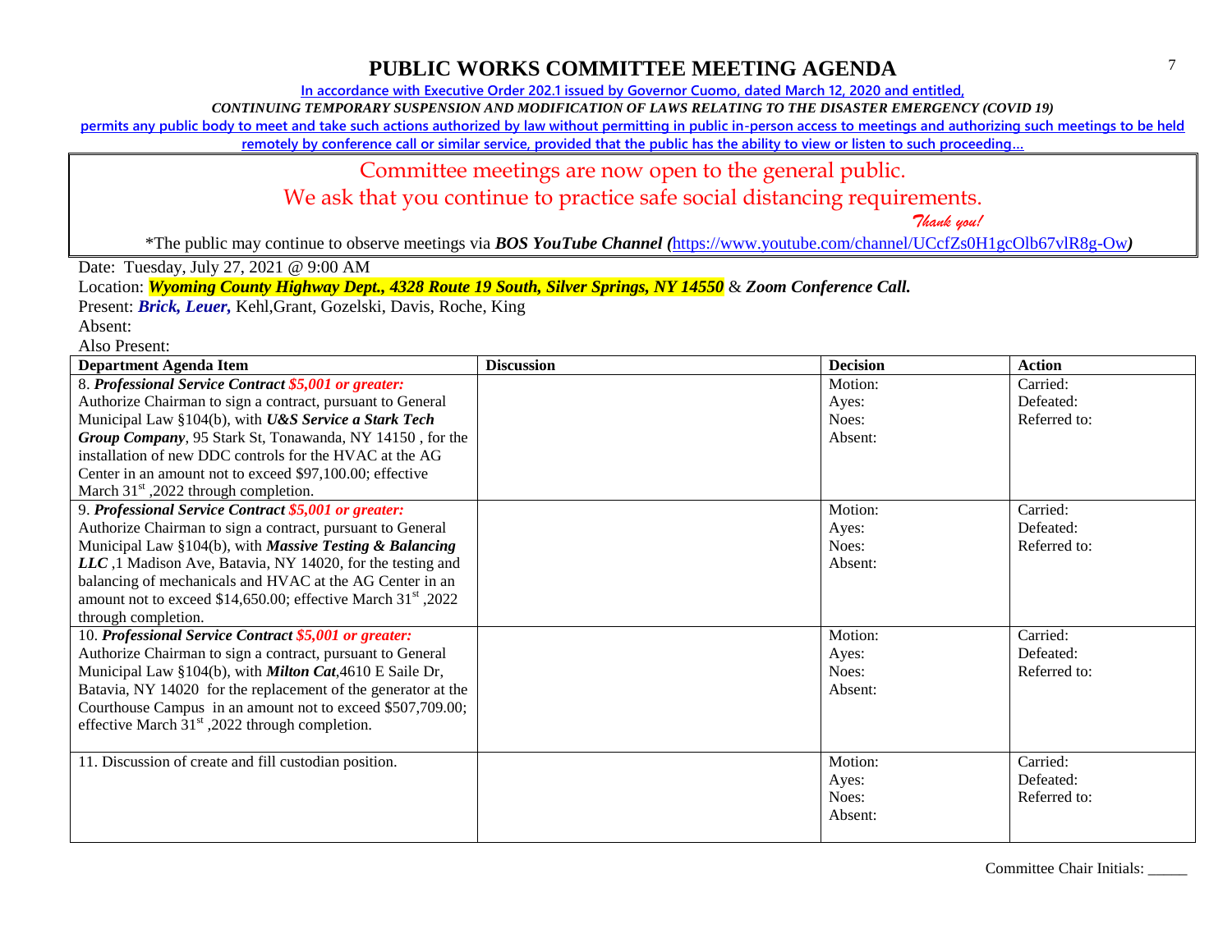# PUBLIC WORKS COMMITTEE MEETING AGENDA

In accordance with Executive Order 202.1 issued by Governor Cuomo, dated March 12, 2020 and entitled,

*CONTINUING TEMPORARY SUSPENSION AND MODIFICATION OF LAWS RELATING TO THE DISASTER EMERGENCY (COVID 19)*

permits any public body to meet and take such actions authorized by law without permitting in public in-person access to meetings and authorizing such meetings to be held remotely by conference call or similar service, provided that the public has the ability to view or listen to such proceeding…

Committee meetings are now open to the general public.

We ask that you continue to practice safe social distancing requirements.

*Thank you!*

*The public may continue to observe meetings via ***BOS YouTube Channel (***https://www.youtube.com/channel/UCcfZs0H1gcOlb67vlR8g-Ow***)***

Date: Tuesday, July 27, 2021 @ 9:00 AM

Location: ***Wyoming County Highway Dept., 4328 Route 19 South, Silver Springs, NY 14550*** & ***Zoom Conference Call.***

Present: ***Brick, Leuer,*** Kehl,Grant, Gozelski, Davis, Roche, King

Absent:

Also Present:

| Department Agenda Item | Discussion | Decision | Action |
|---|---|---|---|
| 8. ***Professional Service Contract $5,001 or greater:*** Authorize Chairman to sign a contract, pursuant to General Municipal Law §104(b), with ***U&S Service a Stark Tech Group Company***, 95 Stark St, Tonawanda, NY 14150 , for the installation of new DDC controls for the HVAC at the AG Center in an amount not to exceed $97,100.00; effective March 31st ,2022 through completion. | | Motion:<br>Ayes:<br>Noes:<br>Absent: | Carried:<br>Defeated:<br>Referred to: |
| 9. ***Professional Service Contract $5,001 or greater:*** Authorize Chairman to sign a contract, pursuant to General Municipal Law §104(b), with ***Massive Testing & Balancing LLC*** ,1 Madison Ave, Batavia, NY 14020, for the testing and balancing of mechanicals and HVAC at the AG Center in an amount not to exceed $14,650.00; effective March 31st ,2022 through completion. | | Motion:<br>Ayes:<br>Noes:<br>Absent: | Carried:<br>Defeated:<br>Referred to: |
| 10. ***Professional Service Contract $5,001 or greater:*** Authorize Chairman to sign a contract, pursuant to General Municipal Law §104(b), with ***Milton Cat***,4610 E Saile Dr, Batavia, NY 14020 for the replacement of the generator at the Courthouse Campus in an amount not to exceed $507,709.00; effective March 31st ,2022 through completion. | | Motion:<br>Ayes:<br>Noes:<br>Absent: | Carried:<br>Defeated:<br>Referred to: |
| 11. Discussion of create and fill custodian position. | | Motion:<br>Ayes:<br>Noes:<br>Absent: | Carried:<br>Defeated:<br>Referred to: |

Committee Chair Initials: _____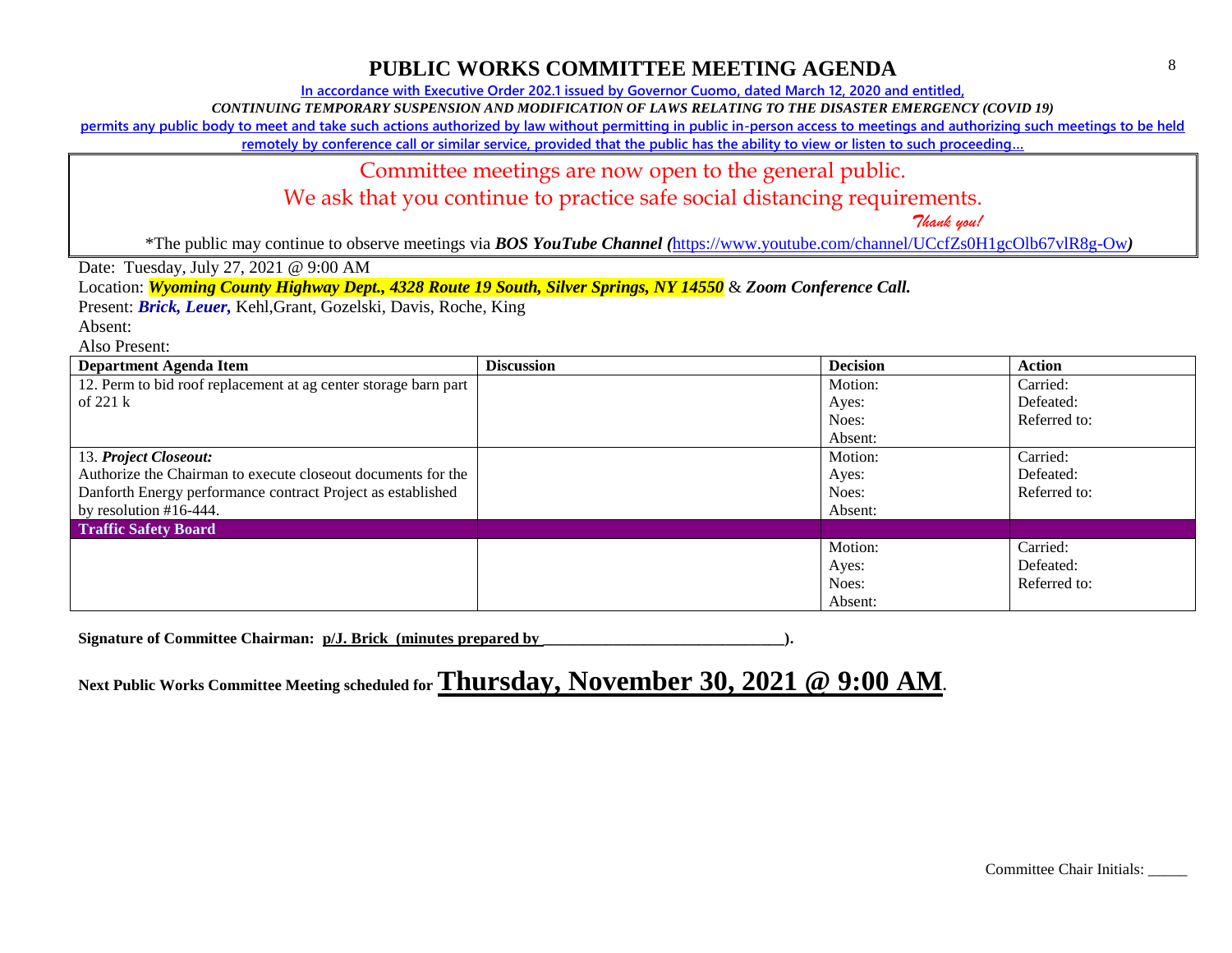# PUBLIC WORKS COMMITTEE MEETING AGENDA

In accordance with Executive Order 202.1 issued by Governor Cuomo, dated March 12, 2020 and entitled,

*CONTINUING TEMPORARY SUSPENSION AND MODIFICATION OF LAWS RELATING TO THE DISASTER EMERGENCY (COVID 19)*

permits any public body to meet and take such actions authorized by law without permitting in public in-person access to meetings and authorizing such meetings to be held remotely by conference call or similar service, provided that the public has the ability to view or listen to such proceeding…

Committee meetings are now open to the general public.

We ask that you continue to practice safe social distancing requirements.

*Thank you!*

*The public may continue to observe meetings via ***BOS YouTube Channel (***https://www.youtube.com/channel/UCcfZs0H1gcOlb67vlR8g-Ow***)***

Date: Tuesday, July 27, 2021 @ 9:00 AM

Location: ***Wyoming County Highway Dept., 4328 Route 19 South, Silver Springs, NY 14550*** & ***Zoom Conference Call.***

Present: ***Brick, Leuer,*** Kehl,Grant, Gozelski, Davis, Roche, King

Absent:

Also Present:

| Department Agenda Item | Discussion | Decision | Action |
|---|---|---|---|
| 12. Perm to bid roof replacement at ag center storage barn part of 221 k | | Motion:<br>Ayes:<br>Noes:<br>Absent: | Carried:<br>Defeated:<br>Referred to: |
| 13. ***Project Closeout:***<br>Authorize the Chairman to execute closeout documents for the Danforth Energy performance contract Project as established by resolution #16-444. | | Motion:<br>Ayes:<br>Noes:<br>Absent: | Carried:<br>Defeated:<br>Referred to: |
| **Traffic Safety Board** | | | |
| | | Motion:<br>Ayes:<br>Noes:<br>Absent: | Carried:<br>Defeated:<br>Referred to: |

**Signature of Committee Chairman: p/J. Brick (minutes prepared by ______________________________).**

**Next Public Works Committee Meeting scheduled for Thursday, November 30, 2021 @ 9:00 AM.**

Committee Chair Initials: _____